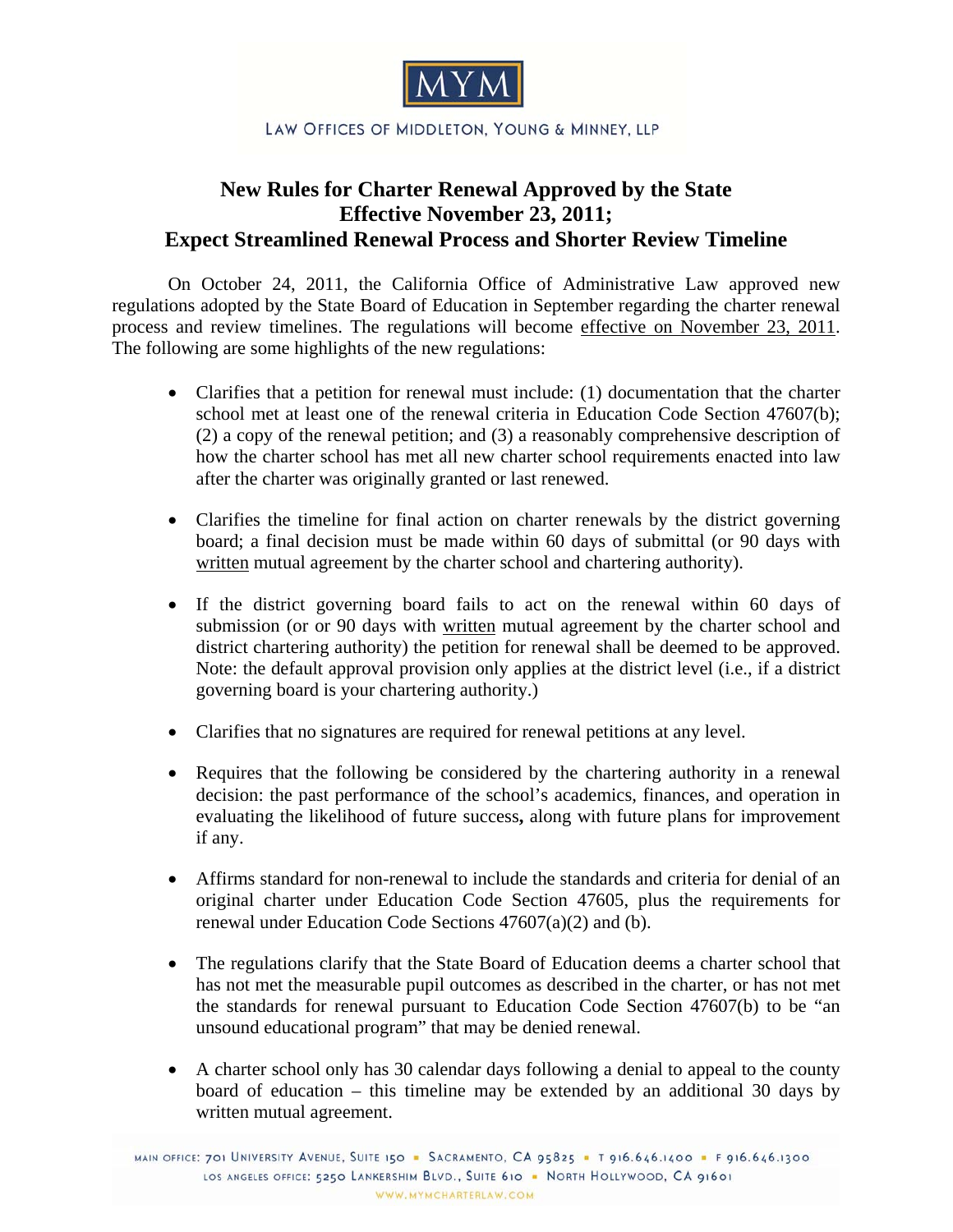MYM

LAW OFFICES OF MIDDLETON, YOUNG & MINNEY, LLP

# New Rules for Charter Renewal Approved by the State Effective November 23, 2011; Expect Streamlined Renewal Process and Shorter Review Timeline

On October 24, 2011, the California Office of Administrative Law approved new regulations adopted by the State Board of Education in September regarding the charter renewal process and review timelines. The regulations will become effective on November 23, 2011. The following are some highlights of the new regulations:

- Clarifies that a petition for renewal must include: (1) documentation that the charter school met at least one of the renewal criteria in Education Code Section 47607(b); (2) a copy of the renewal petition; and (3) a reasonably comprehensive description of how the charter school has met all new charter school requirements enacted into law after the charter was originally granted or last renewed.

- Clarifies the timeline for final action on charter renewals by the district governing board; a final decision must be made within 60 days of submittal (or 90 days with written mutual agreement by the charter school and chartering authority).

- If the district governing board fails to act on the renewal within 60 days of submission (or or 90 days with written mutual agreement by the charter school and district chartering authority) the petition for renewal shall be deemed to be approved. Note: the default approval provision only applies at the district level (i.e., if a district governing board is your chartering authority.)

- Clarifies that no signatures are required for renewal petitions at any level.

- Requires that the following be considered by the chartering authority in a renewal decision: the past performance of the school's academics, finances, and operation in evaluating the likelihood of future success**,** along with future plans for improvement if any.

- Affirms standard for non-renewal to include the standards and criteria for denial of an original charter under Education Code Section 47605, plus the requirements for renewal under Education Code Sections 47607(a)(2) and (b).

- The regulations clarify that the State Board of Education deems a charter school that has not met the measurable pupil outcomes as described in the charter, or has not met the standards for renewal pursuant to Education Code Section 47607(b) to be "an unsound educational program" that may be denied renewal.

- A charter school only has 30 calendar days following a denial to appeal to the county board of education – this timeline may be extended by an additional 30 days by written mutual agreement.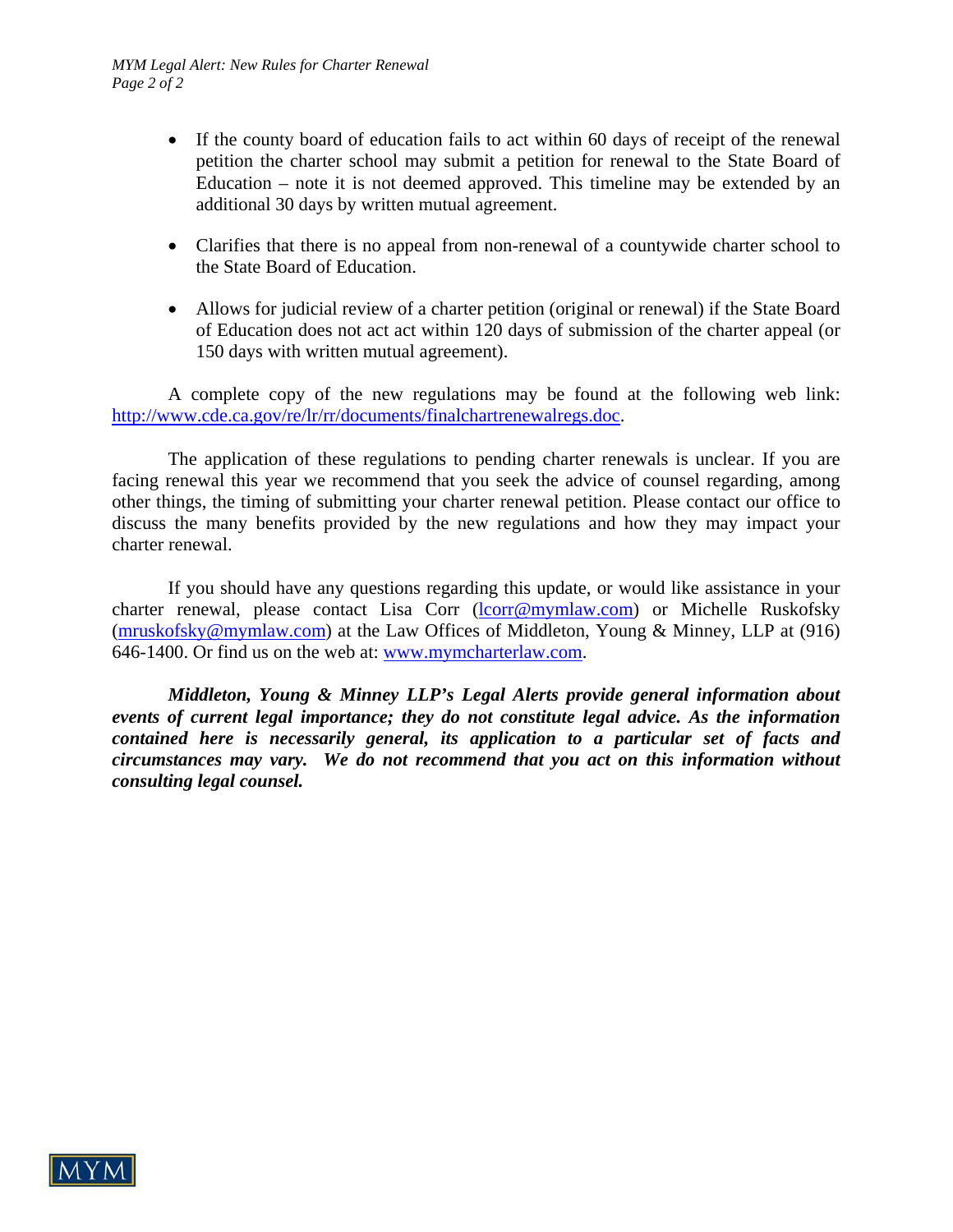- If the county board of education fails to act within 60 days of receipt of the renewal petition the charter school may submit a petition for renewal to the State Board of Education – note it is not deemed approved. This timeline may be extended by an additional 30 days by written mutual agreement.

- Clarifies that there is no appeal from non-renewal of a countywide charter school to the State Board of Education.

- Allows for judicial review of a charter petition (original or renewal) if the State Board of Education does not act act within 120 days of submission of the charter appeal (or 150 days with written mutual agreement).

A complete copy of the new regulations may be found at the following web link: http://www.cde.ca.gov/re/lr/rr/documents/finalchartrenewalregs.doc.

The application of these regulations to pending charter renewals is unclear. If you are facing renewal this year we recommend that you seek the advice of counsel regarding, among other things, the timing of submitting your charter renewal petition. Please contact our office to discuss the many benefits provided by the new regulations and how they may impact your charter renewal.

If you should have any questions regarding this update, or would like assistance in your charter renewal, please contact Lisa Corr (lcorr@mymlaw.com) or Michelle Ruskofsky (mruskofsky@mymlaw.com) at the Law Offices of Middleton, Young & Minney, LLP at (916) 646-1400. Or find us on the web at: www.mymcharterlaw.com.

***Middleton, Young & Minney LLP's Legal Alerts provide general information about events of current legal importance; they do not constitute legal advice. As the information contained here is necessarily general, its application to a particular set of facts and circumstances may vary. We do not recommend that you act on this information without consulting legal counsel.***

MYM